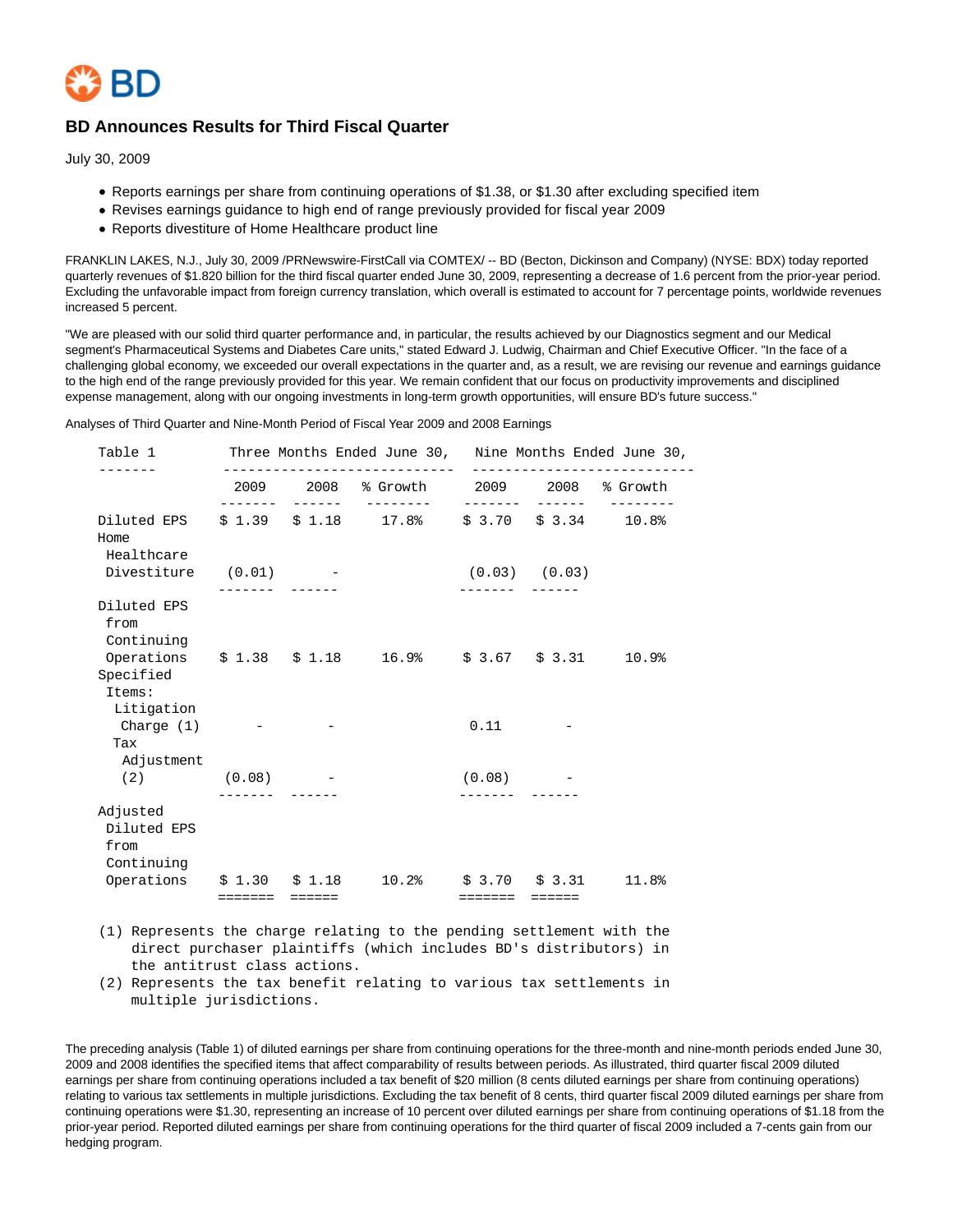# BD Announces Results for Third Fiscal Quarter

July 30, 2009

- Reports earnings per share from continuing operations of $1.38, or $1.30 after excluding specified item
- Revises earnings guidance to high end of range previously provided for fiscal year 2009
- Reports divestiture of Home Healthcare product line

FRANKLIN LAKES, N.J., July 30, 2009 /PRNewswire-FirstCall via COMTEX/ -- BD (Becton, Dickinson and Company) (NYSE: BDX) today reported quarterly revenues of $1.820 billion for the third fiscal quarter ended June 30, 2009, representing a decrease of 1.6 percent from the prior-year period. Excluding the unfavorable impact from foreign currency translation, which overall is estimated to account for 7 percentage points, worldwide revenues increased 5 percent.

"We are pleased with our solid third quarter performance and, in particular, the results achieved by our Diagnostics segment and our Medical segment's Pharmaceutical Systems and Diabetes Care units," stated Edward J. Ludwig, Chairman and Chief Executive Officer. "In the face of a challenging global economy, we exceeded our overall expectations in the quarter and, as a result, we are revising our revenue and earnings guidance to the high end of the range previously provided for this year. We remain confident that our focus on productivity improvements and disciplined expense management, along with our ongoing investments in long-term growth opportunities, will ensure BD's future success."

Analyses of Third Quarter and Nine-Month Period of Fiscal Year 2009 and 2008 Earnings

| Table 1 | Three Months Ended June 30, | | | Nine Months Ended June 30, | | |
|---|---|---|---|---|---|---|
| | 2009 | 2008 | % Growth | 2009 | 2008 | % Growth |
| Diluted EPS | $ 1.39 | $ 1.18 | 17.8% | $ 3.70 | $ 3.34 | 10.8% |
| Home Healthcare Divestiture | (0.01) | - | | (0.03) | (0.03) | |
| Diluted EPS from Continuing Operations | $ 1.38 | $ 1.18 | 16.9% | $ 3.67 | $ 3.31 | 10.9% |
| Specified Items: | | | | | | |
| Litigation Charge (1) | - | - | | 0.11 | - | |
| Tax Adjustment (2) | (0.08) | - | | (0.08) | - | |
| Adjusted Diluted EPS from Continuing Operations | $ 1.30 | $ 1.18 | 10.2% | $ 3.70 | $ 3.31 | 11.8% |

(1) Represents the charge relating to the pending settlement with the direct purchaser plaintiffs (which includes BD's distributors) in the antitrust class actions.

(2) Represents the tax benefit relating to various tax settlements in multiple jurisdictions.

The preceding analysis (Table 1) of diluted earnings per share from continuing operations for the three-month and nine-month periods ended June 30, 2009 and 2008 identifies the specified items that affect comparability of results between periods. As illustrated, third quarter fiscal 2009 diluted earnings per share from continuing operations included a tax benefit of $20 million (8 cents diluted earnings per share from continuing operations) relating to various tax settlements in multiple jurisdictions. Excluding the tax benefit of 8 cents, third quarter fiscal 2009 diluted earnings per share from continuing operations were $1.30, representing an increase of 10 percent over diluted earnings per share from continuing operations of $1.18 from the prior-year period. Reported diluted earnings per share from continuing operations for the third quarter of fiscal 2009 included a 7-cents gain from our hedging program.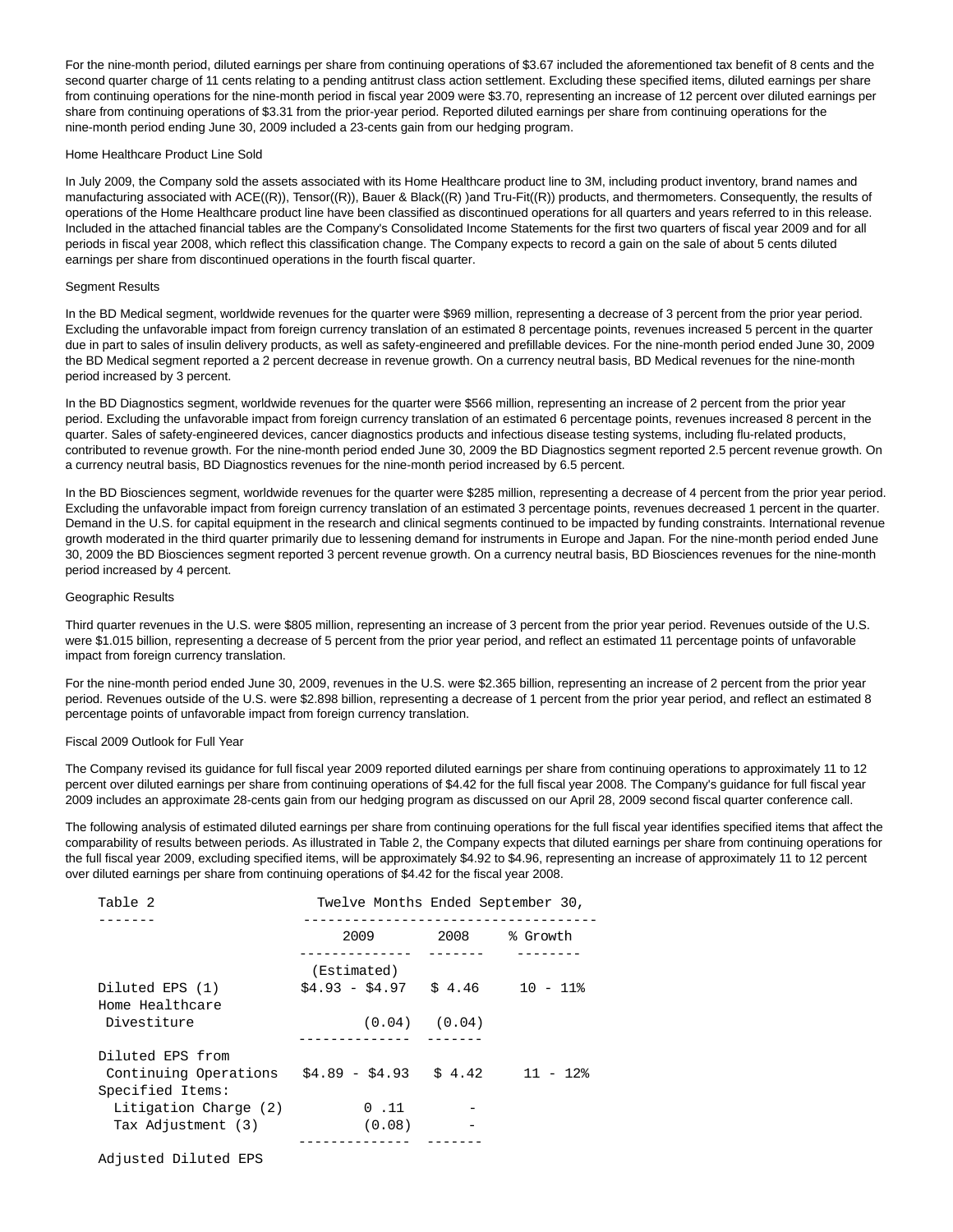For the nine-month period, diluted earnings per share from continuing operations of $3.67 included the aforementioned tax benefit of 8 cents and the second quarter charge of 11 cents relating to a pending antitrust class action settlement. Excluding these specified items, diluted earnings per share from continuing operations for the nine-month period in fiscal year 2009 were $3.70, representing an increase of 12 percent over diluted earnings per share from continuing operations of $3.31 from the prior-year period. Reported diluted earnings per share from continuing operations for the nine-month period ending June 30, 2009 included a 23-cents gain from our hedging program.

Home Healthcare Product Line Sold

In July 2009, the Company sold the assets associated with its Home Healthcare product line to 3M, including product inventory, brand names and manufacturing associated with ACE((R)), Tensor((R)), Bauer & Black((R) )and Tru-Fit((R)) products, and thermometers. Consequently, the results of operations of the Home Healthcare product line have been classified as discontinued operations for all quarters and years referred to in this release. Included in the attached financial tables are the Company's Consolidated Income Statements for the first two quarters of fiscal year 2009 and for all periods in fiscal year 2008, which reflect this classification change. The Company expects to record a gain on the sale of about 5 cents diluted earnings per share from discontinued operations in the fourth fiscal quarter.

Segment Results

In the BD Medical segment, worldwide revenues for the quarter were $969 million, representing a decrease of 3 percent from the prior year period. Excluding the unfavorable impact from foreign currency translation of an estimated 8 percentage points, revenues increased 5 percent in the quarter due in part to sales of insulin delivery products, as well as safety-engineered and prefillable devices. For the nine-month period ended June 30, 2009 the BD Medical segment reported a 2 percent decrease in revenue growth. On a currency neutral basis, BD Medical revenues for the nine-month period increased by 3 percent.

In the BD Diagnostics segment, worldwide revenues for the quarter were $566 million, representing an increase of 2 percent from the prior year period. Excluding the unfavorable impact from foreign currency translation of an estimated 6 percentage points, revenues increased 8 percent in the quarter. Sales of safety-engineered devices, cancer diagnostics products and infectious disease testing systems, including flu-related products, contributed to revenue growth. For the nine-month period ended June 30, 2009 the BD Diagnostics segment reported 2.5 percent revenue growth. On a currency neutral basis, BD Diagnostics revenues for the nine-month period increased by 6.5 percent.

In the BD Biosciences segment, worldwide revenues for the quarter were $285 million, representing a decrease of 4 percent from the prior year period. Excluding the unfavorable impact from foreign currency translation of an estimated 3 percentage points, revenues decreased 1 percent in the quarter. Demand in the U.S. for capital equipment in the research and clinical segments continued to be impacted by funding constraints. International revenue growth moderated in the third quarter primarily due to lessening demand for instruments in Europe and Japan. For the nine-month period ended June 30, 2009 the BD Biosciences segment reported 3 percent revenue growth. On a currency neutral basis, BD Biosciences revenues for the nine-month period increased by 4 percent.

Geographic Results

Third quarter revenues in the U.S. were $805 million, representing an increase of 3 percent from the prior year period. Revenues outside of the U.S. were $1.015 billion, representing a decrease of 5 percent from the prior year period, and reflect an estimated 11 percentage points of unfavorable impact from foreign currency translation.

For the nine-month period ended June 30, 2009, revenues in the U.S. were $2.365 billion, representing an increase of 2 percent from the prior year period. Revenues outside of the U.S. were $2.898 billion, representing a decrease of 1 percent from the prior year period, and reflect an estimated 8 percentage points of unfavorable impact from foreign currency translation.

Fiscal 2009 Outlook for Full Year

The Company revised its guidance for full fiscal year 2009 reported diluted earnings per share from continuing operations to approximately 11 to 12 percent over diluted earnings per share from continuing operations of $4.42 for the full fiscal year 2008. The Company's guidance for full fiscal year 2009 includes an approximate 28-cents gain from our hedging program as discussed on our April 28, 2009 second fiscal quarter conference call.

The following analysis of estimated diluted earnings per share from continuing operations for the full fiscal year identifies specified items that affect the comparability of results between periods. As illustrated in Table 2, the Company expects that diluted earnings per share from continuing operations for the full fiscal year 2009, excluding specified items, will be approximately $4.92 to $4.96, representing an increase of approximately 11 to 12 percent over diluted earnings per share from continuing operations of $4.42 for the fiscal year 2008.

| Table 2 | Twelve Months Ended September 30, | | |
|---|---|---|---|
| | 2009 (Estimated) | 2008 | % Growth |
| Diluted EPS (1) | $4.93 - $4.97 | $ 4.46 | 10 - 11% |
| Home Healthcare Divestiture | (0.04) | (0.04) | |
| Diluted EPS from Continuing Operations | $4.89 - $4.93 | $ 4.42 | 11 - 12% |
| Specified Items: | | | |
| Litigation Charge (2) | 0 .11 | - | |
| Tax Adjustment (3) | (0.08) | - | |
| Adjusted Diluted EPS | | | |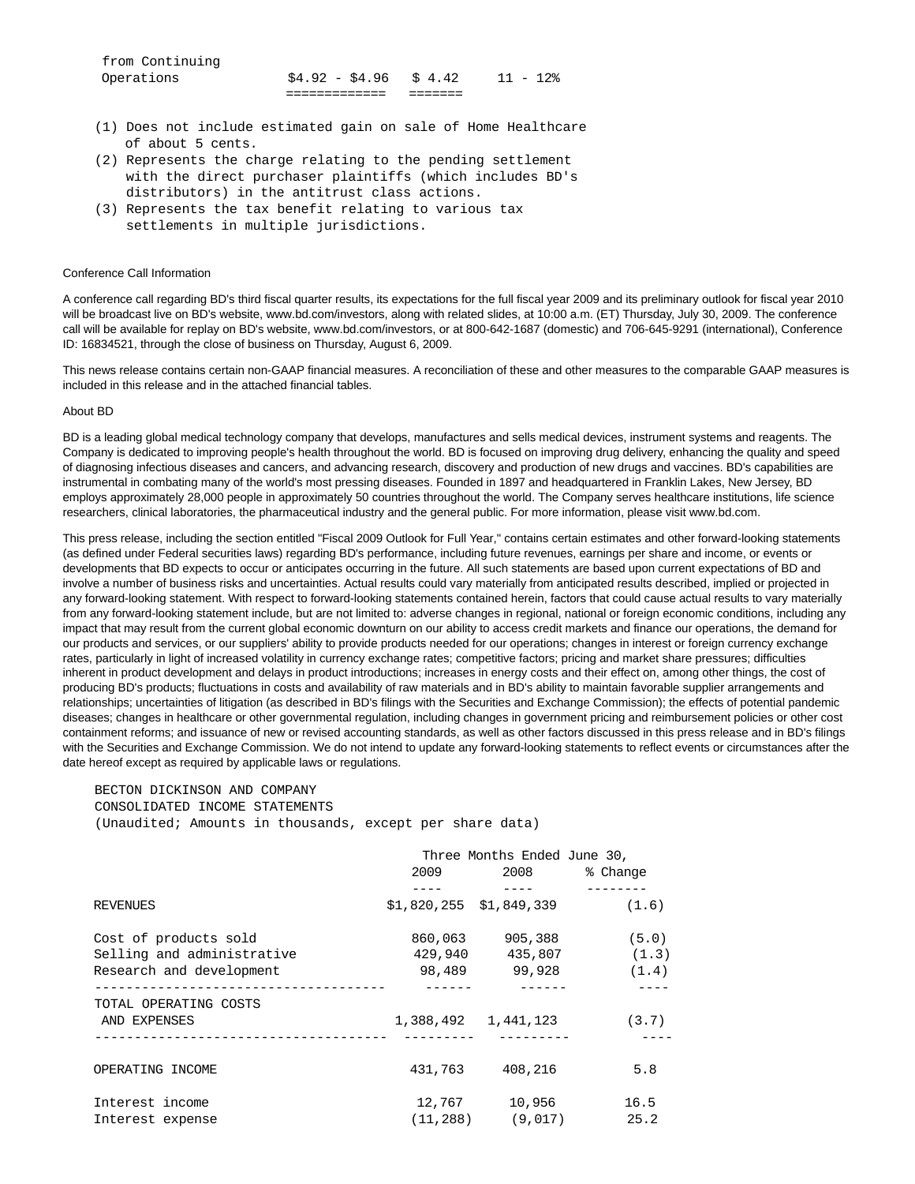| from Continuing Operations | $4.92 - $4.96 | $ 4.42 | 11 - 12% |
|---|---|---|---|

(1) Does not include estimated gain on sale of Home Healthcare of about 5 cents.
(2) Represents the charge relating to the pending settlement with the direct purchaser plaintiffs (which includes BD's distributors) in the antitrust class actions.
(3) Represents the tax benefit relating to various tax settlements in multiple jurisdictions.

Conference Call Information

A conference call regarding BD's third fiscal quarter results, its expectations for the full fiscal year 2009 and its preliminary outlook for fiscal year 2010 will be broadcast live on BD's website, www.bd.com/investors, along with related slides, at 10:00 a.m. (ET) Thursday, July 30, 2009. The conference call will be available for replay on BD's website, www.bd.com/investors, or at 800-642-1687 (domestic) and 706-645-9291 (international), Conference ID: 16834521, through the close of business on Thursday, August 6, 2009.

This news release contains certain non-GAAP financial measures. A reconciliation of these and other measures to the comparable GAAP measures is included in this release and in the attached financial tables.

About BD

BD is a leading global medical technology company that develops, manufactures and sells medical devices, instrument systems and reagents. The Company is dedicated to improving people's health throughout the world. BD is focused on improving drug delivery, enhancing the quality and speed of diagnosing infectious diseases and cancers, and advancing research, discovery and production of new drugs and vaccines. BD's capabilities are instrumental in combating many of the world's most pressing diseases. Founded in 1897 and headquartered in Franklin Lakes, New Jersey, BD employs approximately 28,000 people in approximately 50 countries throughout the world. The Company serves healthcare institutions, life science researchers, clinical laboratories, the pharmaceutical industry and the general public. For more information, please visit www.bd.com.

This press release, including the section entitled "Fiscal 2009 Outlook for Full Year," contains certain estimates and other forward-looking statements (as defined under Federal securities laws) regarding BD's performance, including future revenues, earnings per share and income, or events or developments that BD expects to occur or anticipates occurring in the future. All such statements are based upon current expectations of BD and involve a number of business risks and uncertainties. Actual results could vary materially from anticipated results described, implied or projected in any forward-looking statement. With respect to forward-looking statements contained herein, factors that could cause actual results to vary materially from any forward-looking statement include, but are not limited to: adverse changes in regional, national or foreign economic conditions, including any impact that may result from the current global economic downturn on our ability to access credit markets and finance our operations, the demand for our products and services, or our suppliers' ability to provide products needed for our operations; changes in interest or foreign currency exchange rates, particularly in light of increased volatility in currency exchange rates; competitive factors; pricing and market share pressures; difficulties inherent in product development and delays in product introductions; increases in energy costs and their effect on, among other things, the cost of producing BD's products; fluctuations in costs and availability of raw materials and in BD's ability to maintain favorable supplier arrangements and relationships; uncertainties of litigation (as described in BD's filings with the Securities and Exchange Commission); the effects of potential pandemic diseases; changes in healthcare or other governmental regulation, including changes in government pricing and reimbursement policies or other cost containment reforms; and issuance of new or revised accounting standards, as well as other factors discussed in this press release and in BD's filings with the Securities and Exchange Commission. We do not intend to update any forward-looking statements to reflect events or circumstances after the date hereof except as required by applicable laws or regulations.

BECTON DICKINSON AND COMPANY
CONSOLIDATED INCOME STATEMENTS
(Unaudited; Amounts in thousands, except per share data)

| | Three Months Ended June 30, | | |
|---|---|---|---|
| | 2009 | 2008 | % Change |
| REVENUES | $1,820,255 | $1,849,339 | (1.6) |
| Cost of products sold | 860,063 | 905,388 | (5.0) |
| Selling and administrative | 429,940 | 435,807 | (1.3) |
| Research and development | 98,489 | 99,928 | (1.4) |
| TOTAL OPERATING COSTS AND EXPENSES | 1,388,492 | 1,441,123 | (3.7) |
| OPERATING INCOME | 431,763 | 408,216 | 5.8 |
| Interest income | 12,767 | 10,956 | 16.5 |
| Interest expense | (11,288) | (9,017) | 25.2 |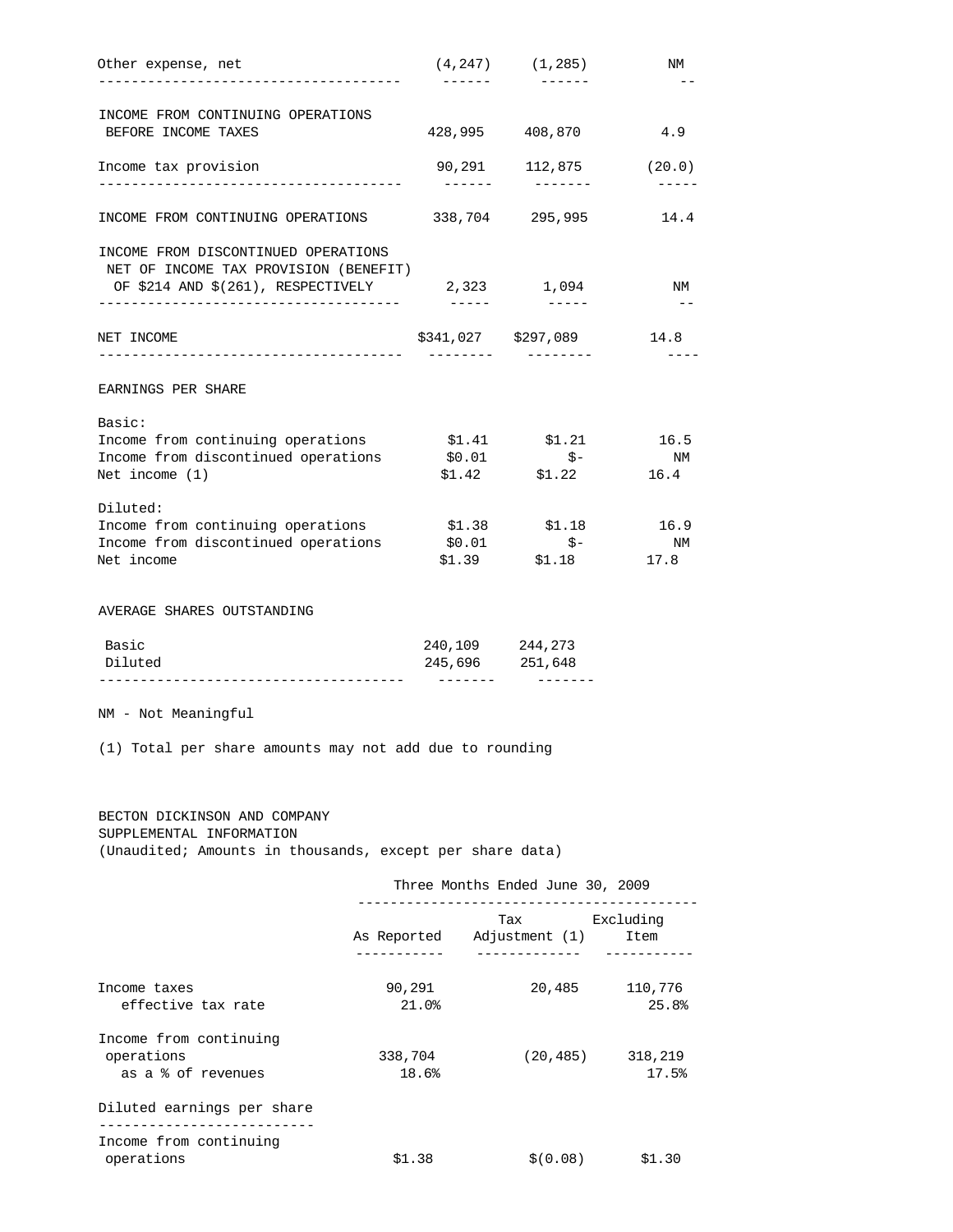| | | | |
|---|---|---|---|
| Other expense, net | (4,247) | (1,285) | NM |
| INCOME FROM CONTINUING OPERATIONS BEFORE INCOME TAXES | 428,995 | 408,870 | 4.9 |
| Income tax provision | 90,291 | 112,875 | (20.0) |
| INCOME FROM CONTINUING OPERATIONS | 338,704 | 295,995 | 14.4 |
| INCOME FROM DISCONTINUED OPERATIONS NET OF INCOME TAX PROVISION (BENEFIT) OF $214 AND $(261), RESPECTIVELY | 2,323 | 1,094 | NM |
| NET INCOME | $341,027 | $297,089 | 14.8 |
| EARNINGS PER SHARE | | | |
| Basic: | | | |
| Income from continuing operations | $1.41 | $1.21 | 16.5 |
| Income from discontinued operations | $0.01 | $- | NM |
| Net income (1) | $1.42 | $1.22 | 16.4 |
| Diluted: | | | |
| Income from continuing operations | $1.38 | $1.18 | 16.9 |
| Income from discontinued operations | $0.01 | $- | NM |
| Net income | $1.39 | $1.18 | 17.8 |
| AVERAGE SHARES OUTSTANDING | | | |
| Basic | 240,109 | 244,273 | |
| Diluted | 245,696 | 251,648 | |

NM - Not Meaningful

(1) Total per share amounts may not add due to rounding

BECTON DICKINSON AND COMPANY
SUPPLEMENTAL INFORMATION
(Unaudited; Amounts in thousands, except per share data)

| | Three Months Ended June 30, 2009 | | |
|---|---|---|---|
| | As Reported | Tax Adjustment (1) | Excluding Item |
| Income taxes | 90,291 | 20,485 | 110,776 |
| effective tax rate | 21.0% | | 25.8% |
| Income from continuing operations | 338,704 | (20,485) | 318,219 |
| as a % of revenues | 18.6% | | 17.5% |
| Diluted earnings per share | | | |
| Income from continuing operations | $1.38 | $(0.08) | $1.30 |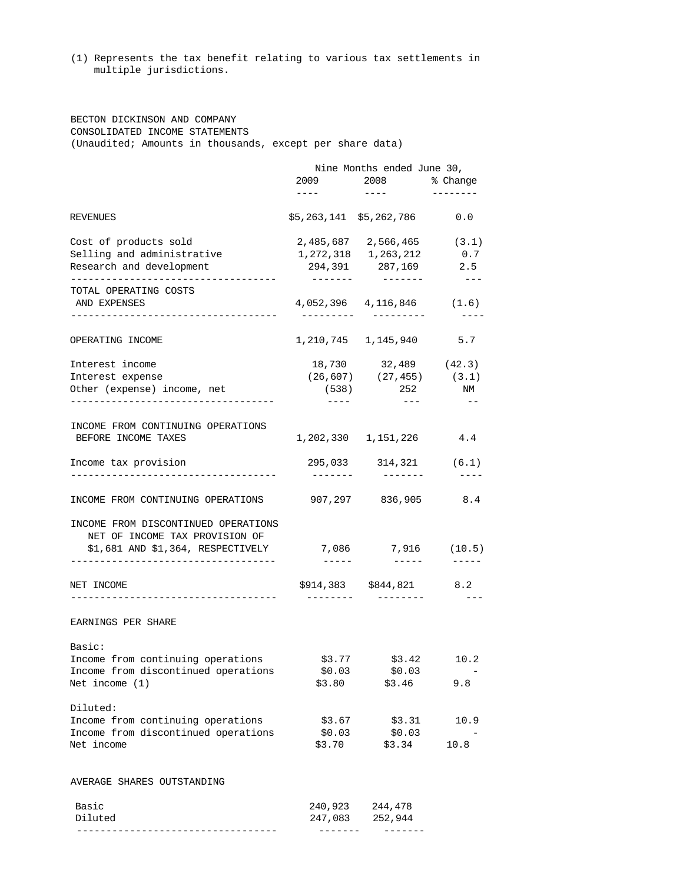(1) Represents the tax benefit relating to various tax settlements in multiple jurisdictions.

BECTON DICKINSON AND COMPANY
CONSOLIDATED INCOME STATEMENTS
(Unaudited; Amounts in thousands, except per share data)

| | Nine Months ended June 30, | | |
|---|---|---|---|
| | 2009 | 2008 | % Change |
| REVENUES | $5,263,141 | $5,262,786 | 0.0 |
| Cost of products sold | 2,485,687 | 2,566,465 | (3.1) |
| Selling and administrative | 1,272,318 | 1,263,212 | 0.7 |
| Research and development | 294,391 | 287,169 | 2.5 |
| TOTAL OPERATING COSTS AND EXPENSES | 4,052,396 | 4,116,846 | (1.6) |
| OPERATING INCOME | 1,210,745 | 1,145,940 | 5.7 |
| Interest income | 18,730 | 32,489 | (42.3) |
| Interest expense | (26,607) | (27,455) | (3.1) |
| Other (expense) income, net | (538) | 252 | NM |
| INCOME FROM CONTINUING OPERATIONS BEFORE INCOME TAXES | 1,202,330 | 1,151,226 | 4.4 |
| Income tax provision | 295,033 | 314,321 | (6.1) |
| INCOME FROM CONTINUING OPERATIONS | 907,297 | 836,905 | 8.4 |
| INCOME FROM DISCONTINUED OPERATIONS NET OF INCOME TAX PROVISION OF $1,681 AND $1,364, RESPECTIVELY | 7,086 | 7,916 | (10.5) |
| NET INCOME | $914,383 | $844,821 | 8.2 |
| EARNINGS PER SHARE | | | |
| Basic: | | | |
| Income from continuing operations | $3.77 | $3.42 | 10.2 |
| Income from discontinued operations | $0.03 | $0.03 | - |
| Net income (1) | $3.80 | $3.46 | 9.8 |
| Diluted: | | | |
| Income from continuing operations | $3.67 | $3.31 | 10.9 |
| Income from discontinued operations | $0.03 | $0.03 | - |
| Net income | $3.70 | $3.34 | 10.8 |
| AVERAGE SHARES OUTSTANDING | | | |
| Basic | 240,923 | 244,478 | |
| Diluted | 247,083 | 252,944 | |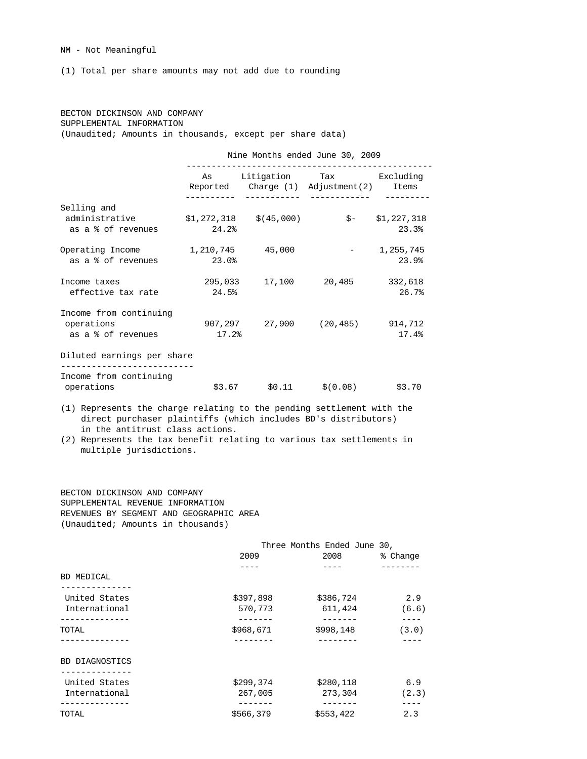NM - Not Meaningful

(1) Total per share amounts may not add due to rounding

BECTON DICKINSON AND COMPANY
SUPPLEMENTAL INFORMATION
(Unaudited; Amounts in thousands, except per share data)

| | Nine Months ended June 30, 2009 | | | |
|---|---|---|---|---|
| | As Reported | Litigation Charge (1) | Tax Adjustment(2) | Excluding Items |
| Selling and administrative | $1,272,318 | $(45,000) | $- | $1,227,318 |
| as a % of revenues | 24.2% | | | 23.3% |
| Operating Income | 1,210,745 | 45,000 | - | 1,255,745 |
| as a % of revenues | 23.0% | | | 23.9% |
| Income taxes | 295,033 | 17,100 | 20,485 | 332,618 |
| effective tax rate | 24.5% | | | 26.7% |
| Income from continuing operations | 907,297 | 27,900 | (20,485) | 914,712 |
| as a % of revenues | 17.2% | | | 17.4% |
| Diluted earnings per share | | | | |
| Income from continuing operations | $3.67 | $0.11 | $(0.08) | $3.70 |

(1) Represents the charge relating to the pending settlement with the direct purchaser plaintiffs (which includes BD's distributors) in the antitrust class actions.
(2) Represents the tax benefit relating to various tax settlements in multiple jurisdictions.

BECTON DICKINSON AND COMPANY
SUPPLEMENTAL REVENUE INFORMATION
REVENUES BY SEGMENT AND GEOGRAPHIC AREA
(Unaudited; Amounts in thousands)

| | Three Months Ended June 30, | | |
|---|---|---|---|
| | 2009 | 2008 | % Change |
| BD MEDICAL | | | |
| United States | $397,898 | $386,724 | 2.9 |
| International | 570,773 | 611,424 | (6.6) |
| TOTAL | $968,671 | $998,148 | (3.0) |
| BD DIAGNOSTICS | | | |
| United States | $299,374 | $280,118 | 6.9 |
| International | 267,005 | 273,304 | (2.3) |
| TOTAL | $566,379 | $553,422 | 2.3 |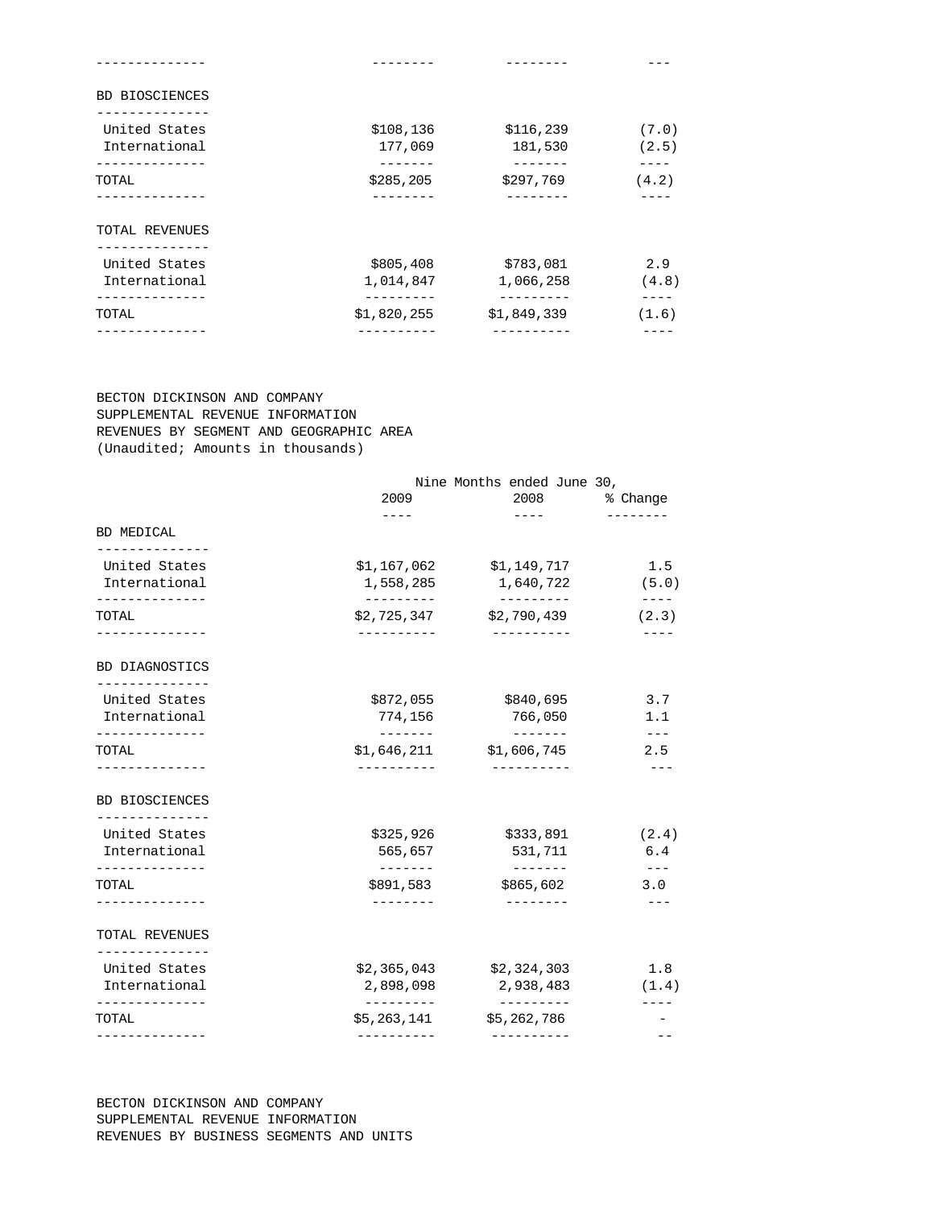| | | | |
|---|---|---|---|
| **BD BIOSCIENCES** | | | |
| United States | $108,136 | $116,239 | (7.0) |
| International | 177,069 | 181,530 | (2.5) |
| TOTAL | $285,205 | $297,769 | (4.2) |
| **TOTAL REVENUES** | | | |
| United States | $805,408 | $783,081 | 2.9 |
| International | 1,014,847 | 1,066,258 | (4.8) |
| TOTAL | $1,820,255 | $1,849,339 | (1.6) |

BECTON DICKINSON AND COMPANY
SUPPLEMENTAL REVENUE INFORMATION
REVENUES BY SEGMENT AND GEOGRAPHIC AREA
(Unaudited; Amounts in thousands)

| | Nine Months ended June 30, | | |
|---|---|---|---|
| | 2009 | 2008 | % Change |
| **BD MEDICAL** | | | |
| United States | $1,167,062 | $1,149,717 | 1.5 |
| International | 1,558,285 | 1,640,722 | (5.0) |
| TOTAL | $2,725,347 | $2,790,439 | (2.3) |
| **BD DIAGNOSTICS** | | | |
| United States | $872,055 | $840,695 | 3.7 |
| International | 774,156 | 766,050 | 1.1 |
| TOTAL | $1,646,211 | $1,606,745 | 2.5 |
| **BD BIOSCIENCES** | | | |
| United States | $325,926 | $333,891 | (2.4) |
| International | 565,657 | 531,711 | 6.4 |
| TOTAL | $891,583 | $865,602 | 3.0 |
| **TOTAL REVENUES** | | | |
| United States | $2,365,043 | $2,324,303 | 1.8 |
| International | 2,898,098 | 2,938,483 | (1.4) |
| TOTAL | $5,263,141 | $5,262,786 | - |

BECTON DICKINSON AND COMPANY
SUPPLEMENTAL REVENUE INFORMATION
REVENUES BY BUSINESS SEGMENTS AND UNITS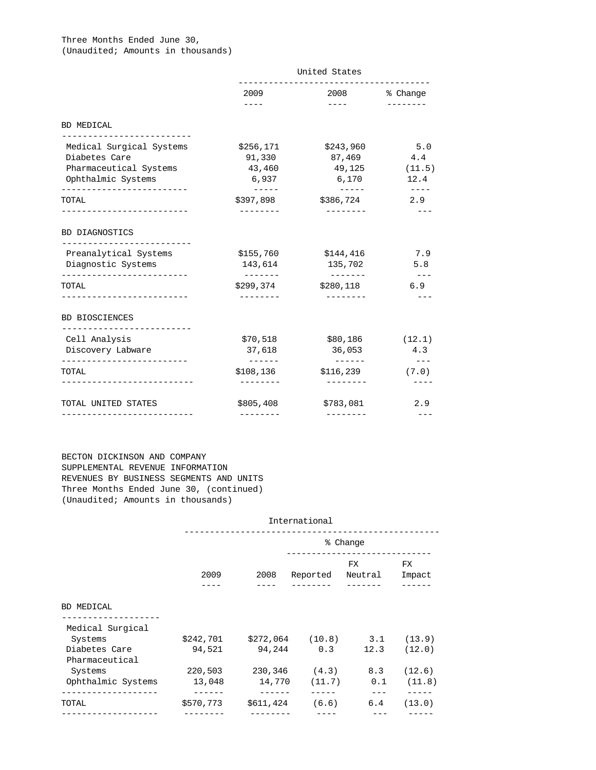Three Months Ended June 30,
(Unaudited; Amounts in thousands)

| | United States | | |
|---|---|---|---|
| | 2009 | 2008 | % Change |
| **BD MEDICAL** | | | |
| Medical Surgical Systems | $256,171 | $243,960 | 5.0 |
| Diabetes Care | 91,330 | 87,469 | 4.4 |
| Pharmaceutical Systems | 43,460 | 49,125 | (11.5) |
| Ophthalmic Systems | 6,937 | 6,170 | 12.4 |
| TOTAL | $397,898 | $386,724 | 2.9 |
| **BD DIAGNOSTICS** | | | |
| Preanalytical Systems | $155,760 | $144,416 | 7.9 |
| Diagnostic Systems | 143,614 | 135,702 | 5.8 |
| TOTAL | $299,374 | $280,118 | 6.9 |
| **BD BIOSCIENCES** | | | |
| Cell Analysis | $70,518 | $80,186 | (12.1) |
| Discovery Labware | 37,618 | 36,053 | 4.3 |
| TOTAL | $108,136 | $116,239 | (7.0) |
| TOTAL UNITED STATES | $805,408 | $783,081 | 2.9 |

BECTON DICKINSON AND COMPANY
SUPPLEMENTAL REVENUE INFORMATION
REVENUES BY BUSINESS SEGMENTS AND UNITS
Three Months Ended June 30, (continued)
(Unaudited; Amounts in thousands)

| | International | | | | |
|---|---|---|---|---|---|
| | | | % Change | | |
| | 2009 | 2008 | Reported | FX Neutral | FX Impact |
| **BD MEDICAL** | | | | | |
| Medical Surgical Systems | $242,701 | $272,064 | (10.8) | 3.1 | (13.9) |
| Diabetes Care | 94,521 | 94,244 | 0.3 | 12.3 | (12.0) |
| Pharmaceutical Systems | 220,503 | 230,346 | (4.3) | 8.3 | (12.6) |
| Ophthalmic Systems | 13,048 | 14,770 | (11.7) | 0.1 | (11.8) |
| TOTAL | $570,773 | $611,424 | (6.6) | 6.4 | (13.0) |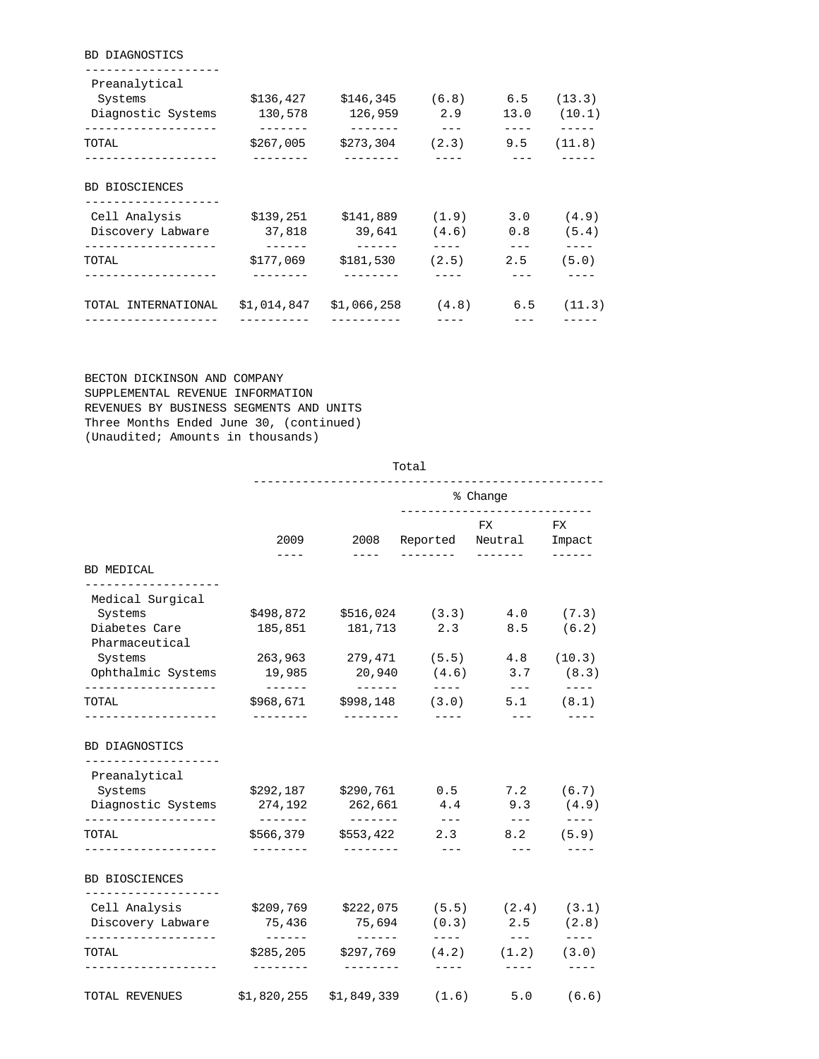| | | | | | |
|---|---|---|---|---|---|
| **BD DIAGNOSTICS** | | | | | |
| Preanalytical Systems | $136,427 | $146,345 | (6.8) | 6.5 | (13.3) |
| Diagnostic Systems | 130,578 | 126,959 | 2.9 | 13.0 | (10.1) |
| TOTAL | $267,005 | $273,304 | (2.3) | 9.5 | (11.8) |
| **BD BIOSCIENCES** | | | | | |
| Cell Analysis | $139,251 | $141,889 | (1.9) | 3.0 | (4.9) |
| Discovery Labware | 37,818 | 39,641 | (4.6) | 0.8 | (5.4) |
| TOTAL | $177,069 | $181,530 | (2.5) | 2.5 | (5.0) |
| TOTAL INTERNATIONAL | $1,014,847 | $1,066,258 | (4.8) | 6.5 | (11.3) |

BECTON DICKINSON AND COMPANY
SUPPLEMENTAL REVENUE INFORMATION
REVENUES BY BUSINESS SEGMENTS AND UNITS
Three Months Ended June 30, (continued)
(Unaudited; Amounts in thousands)

| | Total | | | | |
|---|---|---|---|---|---|
| | | | % Change | | |
| | 2009 | 2008 | Reported | FX Neutral | FX Impact |
| **BD MEDICAL** | | | | | |
| Medical Surgical Systems | $498,872 | $516,024 | (3.3) | 4.0 | (7.3) |
| Diabetes Care | 185,851 | 181,713 | 2.3 | 8.5 | (6.2) |
| Pharmaceutical Systems | 263,963 | 279,471 | (5.5) | 4.8 | (10.3) |
| Ophthalmic Systems | 19,985 | 20,940 | (4.6) | 3.7 | (8.3) |
| TOTAL | $968,671 | $998,148 | (3.0) | 5.1 | (8.1) |
| **BD DIAGNOSTICS** | | | | | |
| Preanalytical Systems | $292,187 | $290,761 | 0.5 | 7.2 | (6.7) |
| Diagnostic Systems | 274,192 | 262,661 | 4.4 | 9.3 | (4.9) |
| TOTAL | $566,379 | $553,422 | 2.3 | 8.2 | (5.9) |
| **BD BIOSCIENCES** | | | | | |
| Cell Analysis | $209,769 | $222,075 | (5.5) | (2.4) | (3.1) |
| Discovery Labware | 75,436 | 75,694 | (0.3) | 2.5 | (2.8) |
| TOTAL | $285,205 | $297,769 | (4.2) | (1.2) | (3.0) |
| TOTAL REVENUES | $1,820,255 | $1,849,339 | (1.6) | 5.0 | (6.6) |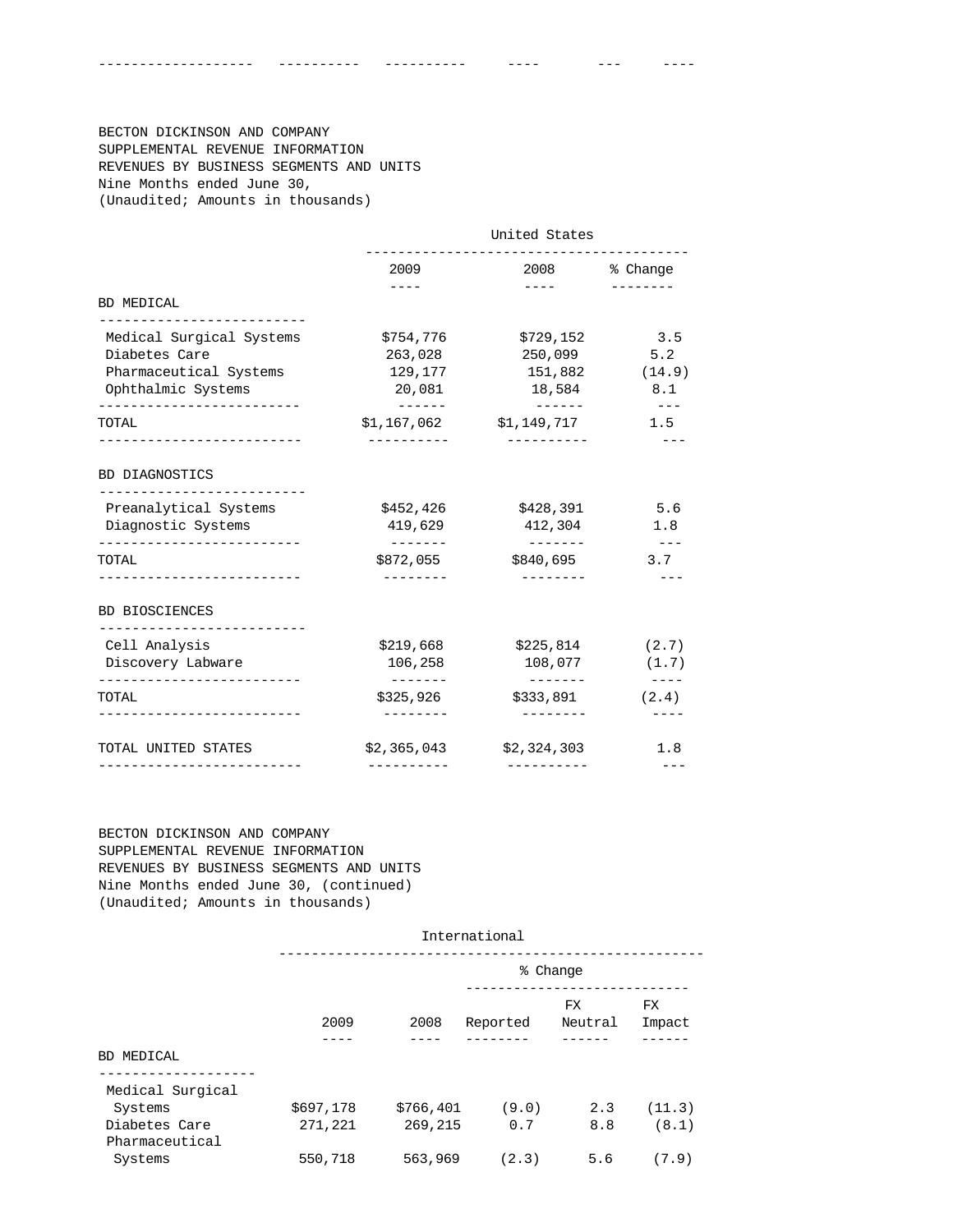BECTON DICKINSON AND COMPANY
SUPPLEMENTAL REVENUE INFORMATION
REVENUES BY BUSINESS SEGMENTS AND UNITS
Nine Months ended June 30,
(Unaudited; Amounts in thousands)

| | United States | | |
|---|---|---|---|
| | 2009 | 2008 | % Change |
| **BD MEDICAL** | | | |
| Medical Surgical Systems | $754,776 | $729,152 | 3.5 |
| Diabetes Care | 263,028 | 250,099 | 5.2 |
| Pharmaceutical Systems | 129,177 | 151,882 | (14.9) |
| Ophthalmic Systems | 20,081 | 18,584 | 8.1 |
| TOTAL | $1,167,062 | $1,149,717 | 1.5 |
| **BD DIAGNOSTICS** | | | |
| Preanalytical Systems | $452,426 | $428,391 | 5.6 |
| Diagnostic Systems | 419,629 | 412,304 | 1.8 |
| TOTAL | $872,055 | $840,695 | 3.7 |
| **BD BIOSCIENCES** | | | |
| Cell Analysis | $219,668 | $225,814 | (2.7) |
| Discovery Labware | 106,258 | 108,077 | (1.7) |
| TOTAL | $325,926 | $333,891 | (2.4) |
| TOTAL UNITED STATES | $2,365,043 | $2,324,303 | 1.8 |

BECTON DICKINSON AND COMPANY
SUPPLEMENTAL REVENUE INFORMATION
REVENUES BY BUSINESS SEGMENTS AND UNITS
Nine Months ended June 30, (continued)
(Unaudited; Amounts in thousands)

| | International | | | | |
|---|---|---|---|---|---|
| | | | % Change | | |
| | 2009 | 2008 | Reported | FX Neutral | FX Impact |
| **BD MEDICAL** | | | | | |
| Medical Surgical Systems | $697,178 | $766,401 | (9.0) | 2.3 | (11.3) |
| Diabetes Care | 271,221 | 269,215 | 0.7 | 8.8 | (8.1) |
| Pharmaceutical Systems | 550,718 | 563,969 | (2.3) | 5.6 | (7.9) |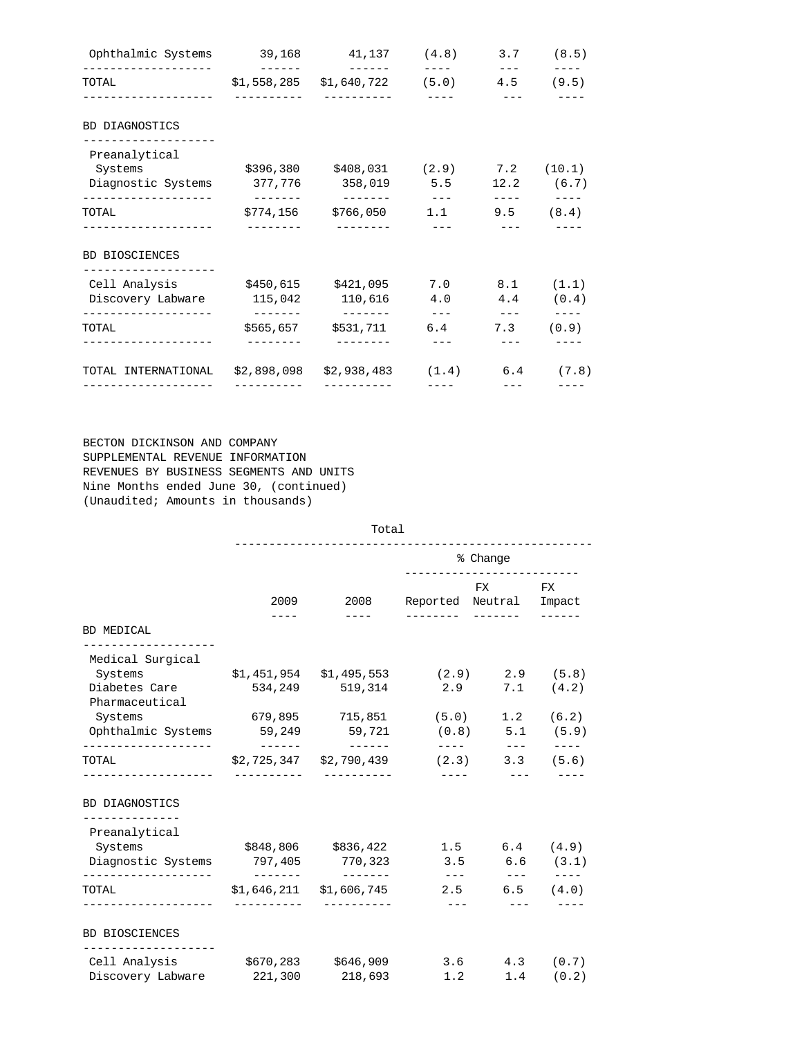| | | | | | |
|---|---|---|---|---|---|
| Ophthalmic Systems | 39,168 | 41,137 | (4.8) | 3.7 | (8.5) |
| TOTAL | $1,558,285 | $1,640,722 | (5.0) | 4.5 | (9.5) |
| **BD DIAGNOSTICS** | | | | | |
| Preanalytical Systems | $396,380 | $408,031 | (2.9) | 7.2 | (10.1) |
| Diagnostic Systems | 377,776 | 358,019 | 5.5 | 12.2 | (6.7) |
| TOTAL | $774,156 | $766,050 | 1.1 | 9.5 | (8.4) |
| **BD BIOSCIENCES** | | | | | |
| Cell Analysis | $450,615 | $421,095 | 7.0 | 8.1 | (1.1) |
| Discovery Labware | 115,042 | 110,616 | 4.0 | 4.4 | (0.4) |
| TOTAL | $565,657 | $531,711 | 6.4 | 7.3 | (0.9) |
| TOTAL INTERNATIONAL | $2,898,098 | $2,938,483 | (1.4) | 6.4 | (7.8) |

BECTON DICKINSON AND COMPANY
SUPPLEMENTAL REVENUE INFORMATION
REVENUES BY BUSINESS SEGMENTS AND UNITS
Nine Months ended June 30, (continued)
(Unaudited; Amounts in thousands)

| | Total | | | | |
|---|---|---|---|---|---|
| | | | % Change | | |
| | 2009 | 2008 | Reported | FX Neutral | FX Impact |
| **BD MEDICAL** | | | | | |
| Medical Surgical Systems | $1,451,954 | $1,495,553 | (2.9) | 2.9 | (5.8) |
| Diabetes Care | 534,249 | 519,314 | 2.9 | 7.1 | (4.2) |
| Pharmaceutical Systems | 679,895 | 715,851 | (5.0) | 1.2 | (6.2) |
| Ophthalmic Systems | 59,249 | 59,721 | (0.8) | 5.1 | (5.9) |
| TOTAL | $2,725,347 | $2,790,439 | (2.3) | 3.3 | (5.6) |
| **BD DIAGNOSTICS** | | | | | |
| Preanalytical Systems | $848,806 | $836,422 | 1.5 | 6.4 | (4.9) |
| Diagnostic Systems | 797,405 | 770,323 | 3.5 | 6.6 | (3.1) |
| TOTAL | $1,646,211 | $1,606,745 | 2.5 | 6.5 | (4.0) |
| **BD BIOSCIENCES** | | | | | |
| Cell Analysis | $670,283 | $646,909 | 3.6 | 4.3 | (0.7) |
| Discovery Labware | 221,300 | 218,693 | 1.2 | 1.4 | (0.2) |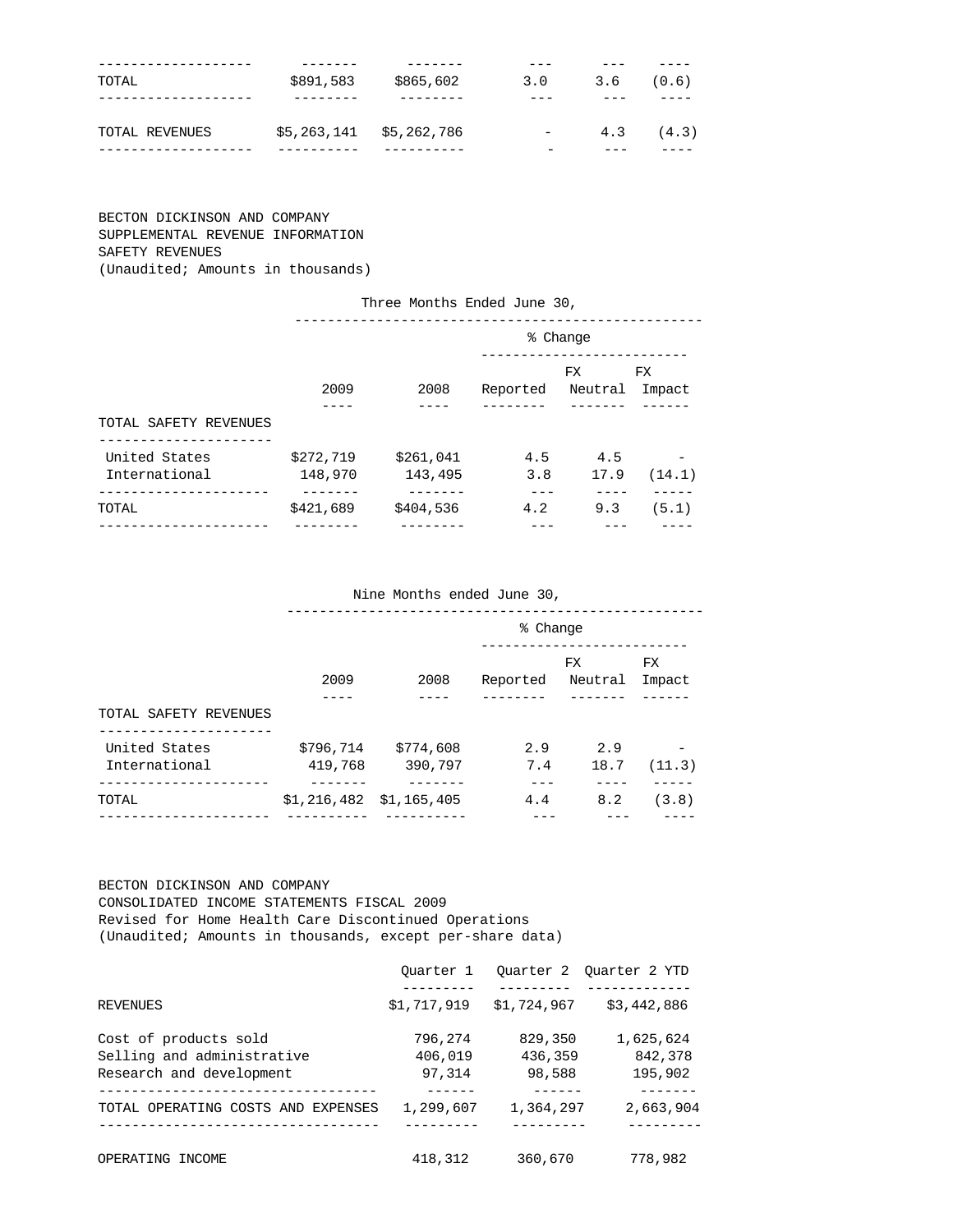| | | | | | |
|---|---|---|---|---|---|
| TOTAL | $891,583 | $865,602 | 3.0 | 3.6 | (0.6) |
| TOTAL REVENUES | $5,263,141 | $5,262,786 | - | 4.3 | (4.3) |

BECTON DICKINSON AND COMPANY
SUPPLEMENTAL REVENUE INFORMATION
SAFETY REVENUES
(Unaudited; Amounts in thousands)

| | Three Months Ended June 30, | | | | |
|---|---|---|---|---|---|
| | | | % Change | | |
| | 2009 | 2008 | Reported | FX Neutral | FX Impact |
| TOTAL SAFETY REVENUES | | | | | |
| United States | $272,719 | $261,041 | 4.5 | 4.5 | - |
| International | 148,970 | 143,495 | 3.8 | 17.9 | (14.1) |
| TOTAL | $421,689 | $404,536 | 4.2 | 9.3 | (5.1) |

| | Nine Months ended June 30, | | | | |
|---|---|---|---|---|---|
| | | | % Change | | |
| | 2009 | 2008 | Reported | FX Neutral | FX Impact |
| TOTAL SAFETY REVENUES | | | | | |
| United States | $796,714 | $774,608 | 2.9 | 2.9 | - |
| International | 419,768 | 390,797 | 7.4 | 18.7 | (11.3) |
| TOTAL | $1,216,482 | $1,165,405 | 4.4 | 8.2 | (3.8) |

BECTON DICKINSON AND COMPANY
CONSOLIDATED INCOME STATEMENTS FISCAL 2009
Revised for Home Health Care Discontinued Operations
(Unaudited; Amounts in thousands, except per-share data)

| | Quarter 1 | Quarter 2 | Quarter 2 YTD |
|---|---|---|---|
| REVENUES | $1,717,919 | $1,724,967 | $3,442,886 |
| Cost of products sold | 796,274 | 829,350 | 1,625,624 |
| Selling and administrative | 406,019 | 436,359 | 842,378 |
| Research and development | 97,314 | 98,588 | 195,902 |
| TOTAL OPERATING COSTS AND EXPENSES | 1,299,607 | 1,364,297 | 2,663,904 |
| OPERATING INCOME | 418,312 | 360,670 | 778,982 |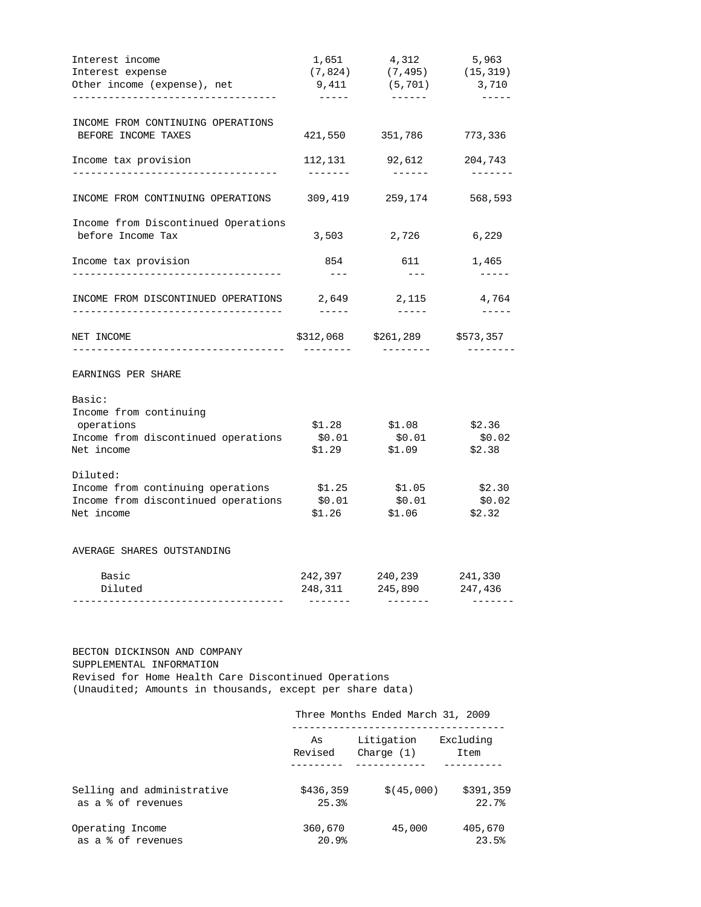| | | | |
|---|---|---|---|
| Interest income | 1,651 | 4,312 | 5,963 |
| Interest expense | (7,824) | (7,495) | (15,319) |
| Other income (expense), net | 9,411 | (5,701) | 3,710 |
| INCOME FROM CONTINUING OPERATIONS BEFORE INCOME TAXES | 421,550 | 351,786 | 773,336 |
| Income tax provision | 112,131 | 92,612 | 204,743 |
| INCOME FROM CONTINUING OPERATIONS | 309,419 | 259,174 | 568,593 |
| Income from Discontinued Operations before Income Tax | 3,503 | 2,726 | 6,229 |
| Income tax provision | 854 | 611 | 1,465 |
| INCOME FROM DISCONTINUED OPERATIONS | 2,649 | 2,115 | 4,764 |
| NET INCOME | $312,068 | $261,289 | $573,357 |
| EARNINGS PER SHARE | | | |
| Basic: | | | |
| Income from continuing operations | $1.28 | $1.08 | $2.36 |
| Income from discontinued operations | $0.01 | $0.01 | $0.02 |
| Net income | $1.29 | $1.09 | $2.38 |
| Diluted: | | | |
| Income from continuing operations | $1.25 | $1.05 | $2.30 |
| Income from discontinued operations | $0.01 | $0.01 | $0.02 |
| Net income | $1.26 | $1.06 | $2.32 |
| AVERAGE SHARES OUTSTANDING | | | |
| Basic | 242,397 | 240,239 | 241,330 |
| Diluted | 248,311 | 245,890 | 247,436 |

BECTON DICKINSON AND COMPANY
SUPPLEMENTAL INFORMATION
Revised for Home Health Care Discontinued Operations
(Unaudited; Amounts in thousands, except per share data)

| | Three Months Ended March 31, 2009 | | |
|---|---|---|---|
| | As Revised | Litigation Charge (1) | Excluding Item |
| Selling and administrative | $436,359 | $(45,000) | $391,359 |
| as a % of revenues | 25.3% | | 22.7% |
| Operating Income | 360,670 | 45,000 | 405,670 |
| as a % of revenues | 20.9% | | 23.5% |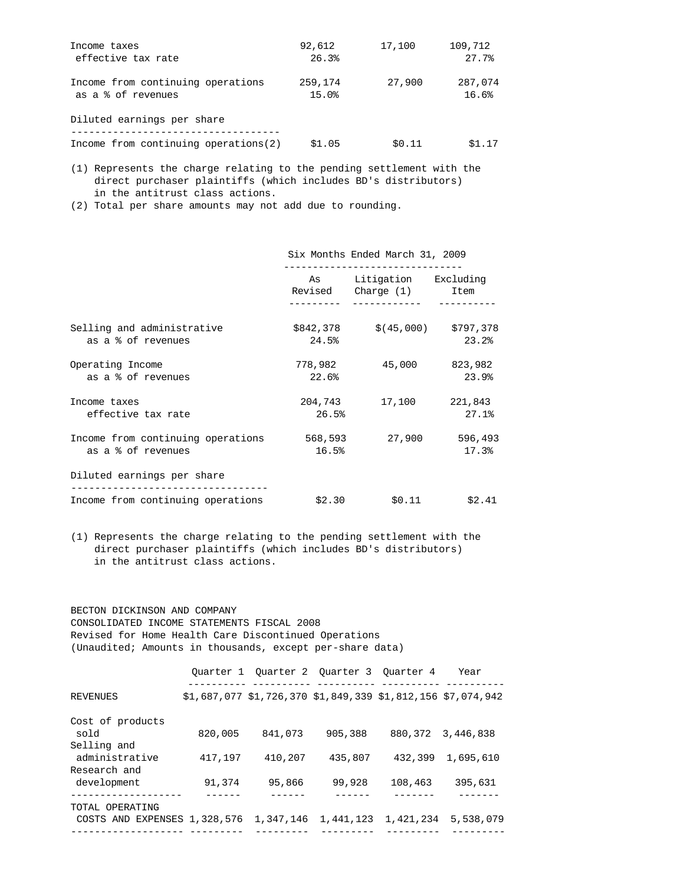| | | | |
|---|---|---|---|
| Income taxes | 92,612 | 17,100 | 109,712 |
| effective tax rate | 26.3% | | 27.7% |
| Income from continuing operations | 259,174 | 27,900 | 287,074 |
| as a % of revenues | 15.0% | | 16.6% |
| Diluted earnings per share | | | |
| Income from continuing operations(2) | $1.05 | $0.11 | $1.17 |

(1) Represents the charge relating to the pending settlement with the direct purchaser plaintiffs (which includes BD's distributors) in the antitrust class actions.
(2) Total per share amounts may not add due to rounding.

| | Six Months Ended March 31, 2009 | | |
|---|---|---|---|
| | As Revised | Litigation Charge (1) | Excluding Item |
| Selling and administrative | $842,378 | $(45,000) | $797,378 |
| as a % of revenues | 24.5% | | 23.2% |
| Operating Income | 778,982 | 45,000 | 823,982 |
| as a % of revenues | 22.6% | | 23.9% |
| Income taxes | 204,743 | 17,100 | 221,843 |
| effective tax rate | 26.5% | | 27.1% |
| Income from continuing operations | 568,593 | 27,900 | 596,493 |
| as a % of revenues | 16.5% | | 17.3% |
| Diluted earnings per share | | | |
| Income from continuing operations | $2.30 | $0.11 | $2.41 |

(1) Represents the charge relating to the pending settlement with the direct purchaser plaintiffs (which includes BD's distributors) in the antitrust class actions.

BECTON DICKINSON AND COMPANY
CONSOLIDATED INCOME STATEMENTS FISCAL 2008
Revised for Home Health Care Discontinued Operations
(Unaudited; Amounts in thousands, except per-share data)

| | Quarter 1 | Quarter 2 | Quarter 3 | Quarter 4 | Year |
|---|---|---|---|---|---|
| REVENUES | $1,687,077 | $1,726,370 | $1,849,339 | $1,812,156 | $7,074,942 |
| Cost of products sold | 820,005 | 841,073 | 905,388 | 880,372 | 3,446,838 |
| Selling and administrative | 417,197 | 410,207 | 435,807 | 432,399 | 1,695,610 |
| Research and development | 91,374 | 95,866 | 99,928 | 108,463 | 395,631 |
| TOTAL OPERATING COSTS AND EXPENSES | 1,328,576 | 1,347,146 | 1,441,123 | 1,421,234 | 5,538,079 |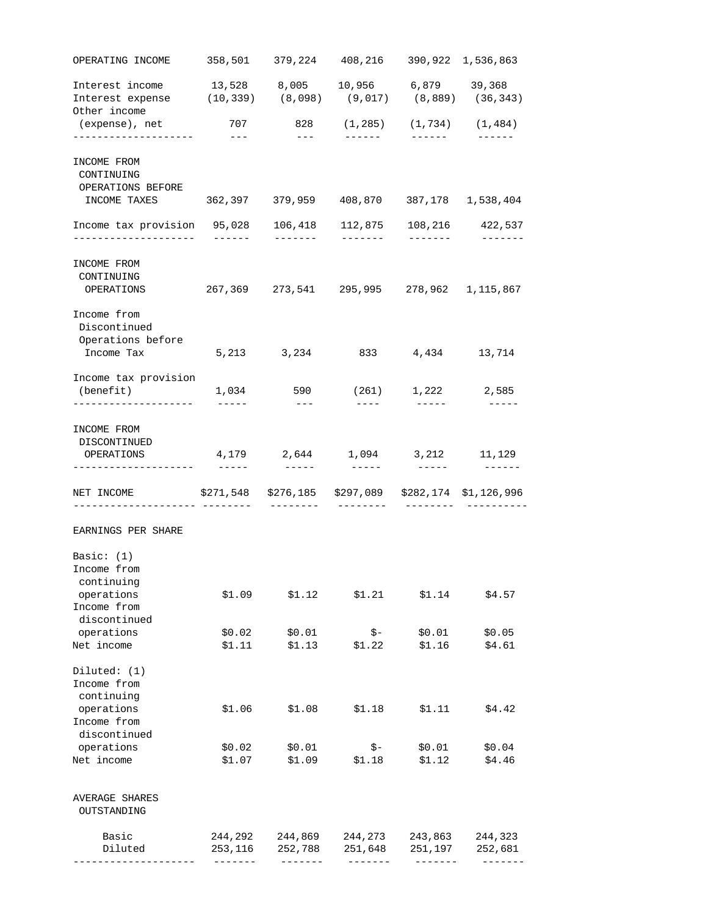| | | | | | |
|---|---|---|---|---|---|
| OPERATING INCOME | 358,501 | 379,224 | 408,216 | 390,922 | 1,536,863 |
| Interest income | 13,528 | 8,005 | 10,956 | 6,879 | 39,368 |
| Interest expense | (10,339) | (8,098) | (9,017) | (8,889) | (36,343) |
| Other income (expense), net | 707 | 828 | (1,285) | (1,734) | (1,484) |
| INCOME FROM CONTINUING OPERATIONS BEFORE INCOME TAXES | 362,397 | 379,959 | 408,870 | 387,178 | 1,538,404 |
| Income tax provision | 95,028 | 106,418 | 112,875 | 108,216 | 422,537 |
| INCOME FROM CONTINUING OPERATIONS | 267,369 | 273,541 | 295,995 | 278,962 | 1,115,867 |
| Income from Discontinued Operations before Income Tax | 5,213 | 3,234 | 833 | 4,434 | 13,714 |
| Income tax provision (benefit) | 1,034 | 590 | (261) | 1,222 | 2,585 |
| INCOME FROM DISCONTINUED OPERATIONS | 4,179 | 2,644 | 1,094 | 3,212 | 11,129 |
| NET INCOME | $271,548 | $276,185 | $297,089 | $282,174 | $1,126,996 |
| EARNINGS PER SHARE | | | | | |
| Basic: (1) | | | | | |
| Income from continuing operations | $1.09 | $1.12 | $1.21 | $1.14 | $4.57 |
| Income from discontinued operations | $0.02 | $0.01 | $- | $0.01 | $0.05 |
| Net income | $1.11 | $1.13 | $1.22 | $1.16 | $4.61 |
| Diluted: (1) | | | | | |
| Income from continuing operations | $1.06 | $1.08 | $1.18 | $1.11 | $4.42 |
| Income from discontinued operations | $0.02 | $0.01 | $- | $0.01 | $0.04 |
| Net income | $1.07 | $1.09 | $1.18 | $1.12 | $4.46 |
| AVERAGE SHARES OUTSTANDING | | | | | |
| Basic | 244,292 | 244,869 | 244,273 | 243,863 | 244,323 |
| Diluted | 253,116 | 252,788 | 251,648 | 251,197 | 252,681 |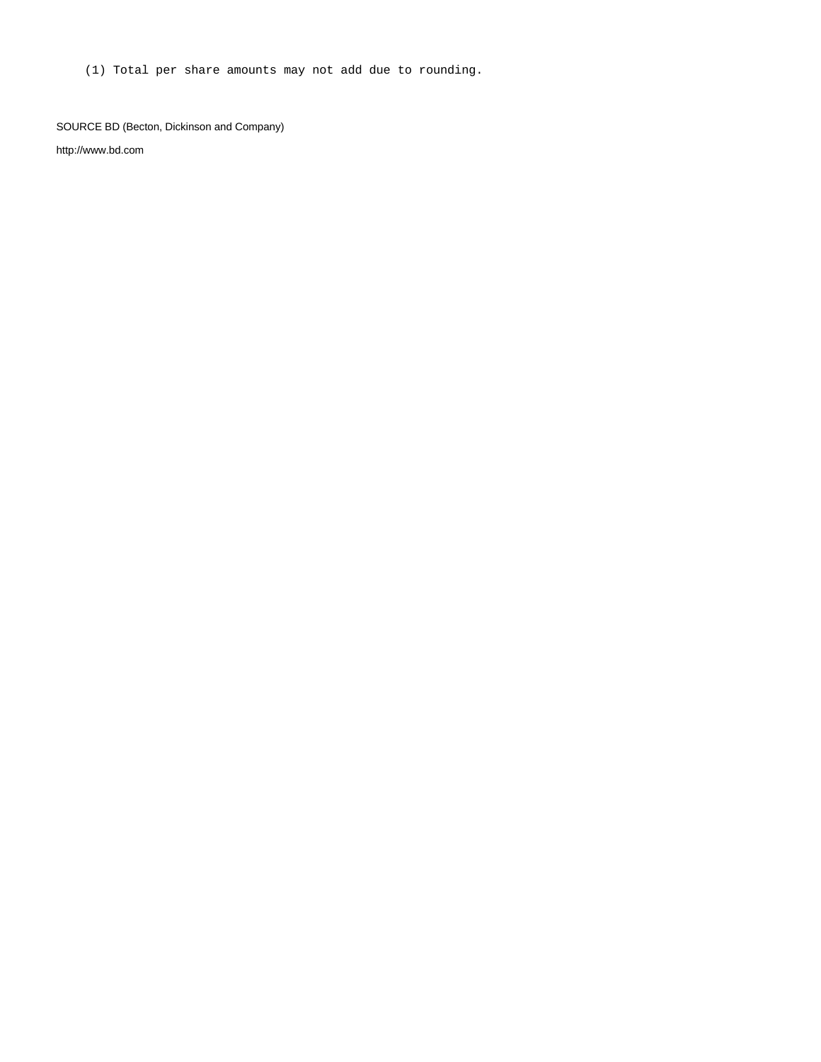(1) Total per share amounts may not add due to rounding.

SOURCE BD (Becton, Dickinson and Company)

http://www.bd.com